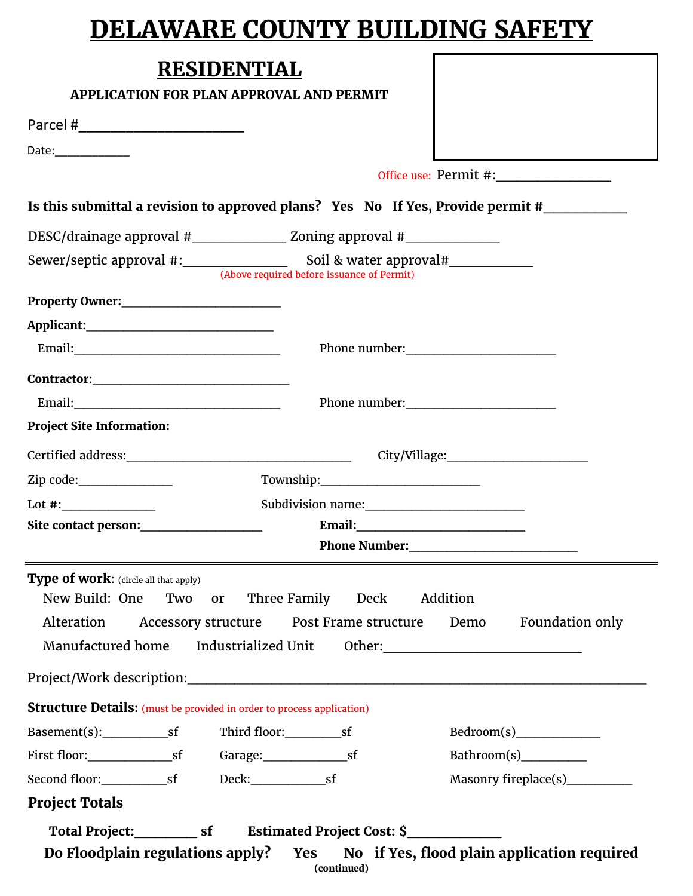# DELAWARE COUNTY BUILDING SAFETY

## RESIDENTIAL

**APPLICATION FOR PLAN APPROVAL AND PERMIT**

Parcel #______________________

Date:____________

Office use: Permit #:________________

**Is this submittal a revision to approved plans? Yes No If Yes, Provide permit #___________**

DESC/drainage approval #_____________ Zoning approval #_____________

Sewer/septic approval #:______________ Soil & water approval#___________

(Above required before issuance of Permit)

**Property Owner:**________________________

**Applicant:**____________________________

Email:________________________________ Phone number:______________________

**Contractor**:______________________________

Email:________________________________ Phone number:______________________

**Project Site Information:**

Certified address:__________________________________ City/Village:_____________________

Zip code:______________ Township:________________________

Lot #:______________ Subdivision name:________________________

**Site contact person:**__________________ **Email:**__________________________

**Phone Number:**__________________________

---

**Type of work**: (circle all that apply)

New Build: One Two or Three Family Deck Addition

Alteration Accessory structure Post Frame structure Demo Foundation only

Manufactured home Industrialized Unit Other:_____________________________

Project/Work description:______________________________________________________________________

**Structure Details:** (must be provided in order to process application)

Basement(s):__________sf Third floor:________sf Bedroom(s)_____________

First floor:_____________sf Garage:_____________sf Bathroom(s)__________

Second floor:__________sf Deck:___________sf Masonry fireplace(s)__________

**Project Totals**

**Total Project:**_________ **sf** **Estimated Project Cost: $**_____________

**Do Floodplain regulations apply? Yes No if Yes, flood plain application required**

**(continued)**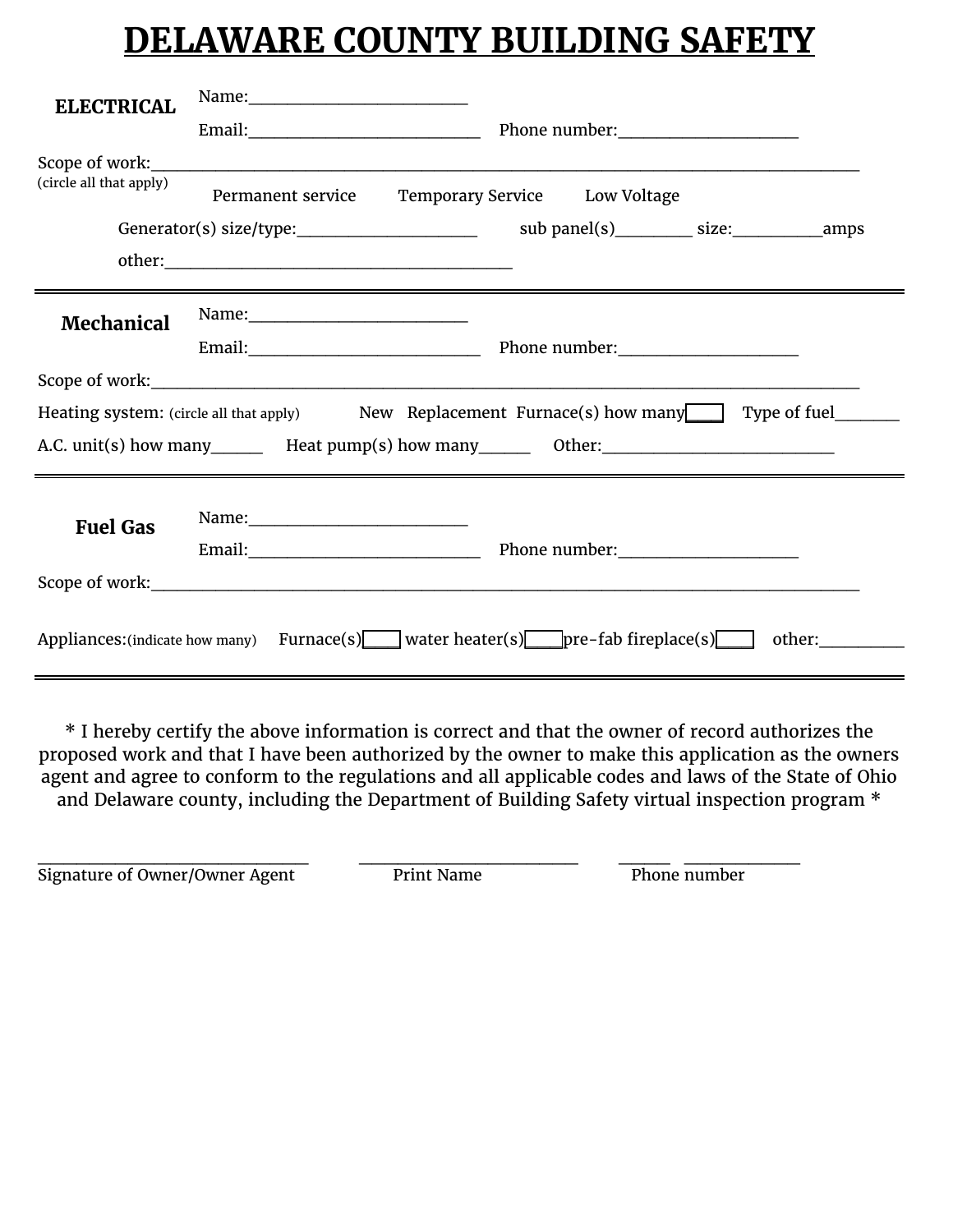# DELAWARE COUNTY BUILDING SAFETY

**ELECTRICAL**

Name:_________________________

Email:__________________________ Phone number:____________________

Scope of work:_______________________________________________________________________________
(circle all that apply)

Permanent service    Temporary Service    Low Voltage

Generator(s) size/type:____________________ sub panel(s)________ size:__________amps

other:_______________________________________

---

**Mechanical**

Name:_________________________

Email:__________________________ Phone number:____________________

Scope of work:_______________________________________________________________________________

Heating system: (circle all that apply)    New    Replacement    Furnace(s) how many____    Type of fuel_______

A.C. unit(s) how many______    Heat pump(s) how many______    Other:__________________________

---

**Fuel Gas**

Name:_________________________

Email:__________________________ Phone number:____________________

Scope of work:_______________________________________________________________________________

Appliances:(indicate how many)    Furnace(s)____ water heater(s)____pre-fab fireplace(s)____    other:_________

---

* I hereby certify the above information is correct and that the owner of record authorizes the proposed work and that I have been authorized by the owner to make this application as the owners agent and agree to conform to the regulations and all applicable codes and laws of the State of Ohio and Delaware county, including the Department of Building Safety virtual inspection program *

______________________________    ________________________    ______ ____________

Signature of Owner/Owner Agent    Print Name    Phone number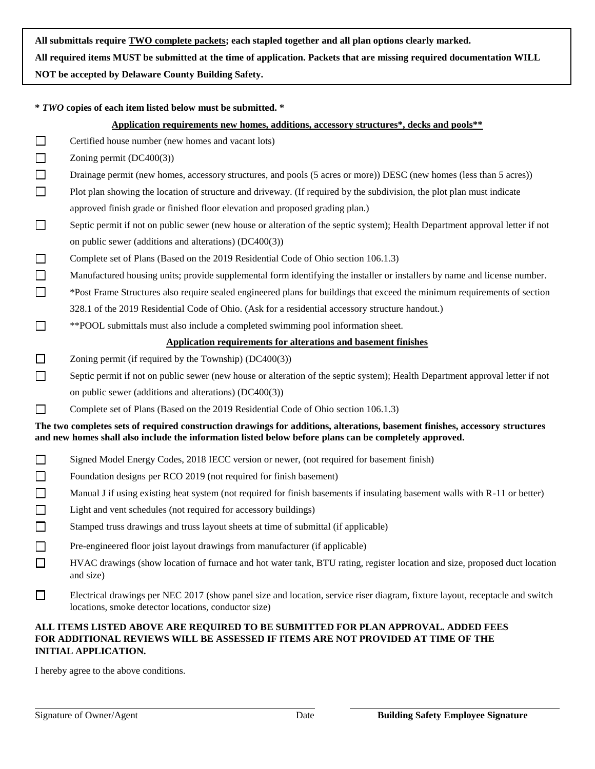**All submittals require TWO complete packets; each stapled together and all plan options clearly marked.**
**All required items MUST be submitted at the time of application. Packets that are missing required documentation WILL NOT be accepted by Delaware County Building Safety.**

**\* *TWO* copies of each item listed below must be submitted. \***

**Application requirements new homes, additions, accessory structures\*, decks and pools\*\***

- ☐ Certified house number (new homes and vacant lots)
- ☐ Zoning permit (DC400(3))
- ☐ Drainage permit (new homes, accessory structures, and pools (5 acres or more)) DESC (new homes (less than 5 acres))
- ☐ Plot plan showing the location of structure and driveway. (If required by the subdivision, the plot plan must indicate approved finish grade or finished floor elevation and proposed grading plan.)
- ☐ Septic permit if not on public sewer (new house or alteration of the septic system); Health Department approval letter if not on public sewer (additions and alterations) (DC400(3))
- ☐ Complete set of Plans (Based on the 2019 Residential Code of Ohio section 106.1.3)
- ☐ Manufactured housing units; provide supplemental form identifying the installer or installers by name and license number.
- ☐ \*Post Frame Structures also require sealed engineered plans for buildings that exceed the minimum requirements of section 328.1 of the 2019 Residential Code of Ohio. (Ask for a residential accessory structure handout.)
- ☐ \*\*POOL submittals must also include a completed swimming pool information sheet.

**Application requirements for alterations and basement finishes**

- ☐ Zoning permit (if required by the Township) (DC400(3))
- ☐ Septic permit if not on public sewer (new house or alteration of the septic system); Health Department approval letter if not on public sewer (additions and alterations) (DC400(3))
- ☐ Complete set of Plans (Based on the 2019 Residential Code of Ohio section 106.1.3)

**The two completes sets of required construction drawings for additions, alterations, basement finishes, accessory structures and new homes shall also include the information listed below before plans can be completely approved.**

- ☐ Signed Model Energy Codes, 2018 IECC version or newer, (not required for basement finish)
- ☐ Foundation designs per RCO 2019 (not required for finish basement)
- ☐ Manual J if using existing heat system (not required for finish basements if insulating basement walls with R-11 or better)
- ☐ Light and vent schedules (not required for accessory buildings)
- ☐ Stamped truss drawings and truss layout sheets at time of submittal (if applicable)
- ☐ Pre-engineered floor joist layout drawings from manufacturer (if applicable)
- ☐ HVAC drawings (show location of furnace and hot water tank, BTU rating, register location and size, proposed duct location and size)
- ☐ Electrical drawings per NEC 2017 (show panel size and location, service riser diagram, fixture layout, receptacle and switch locations, smoke detector locations, conductor size)

**ALL ITEMS LISTED ABOVE ARE REQUIRED TO BE SUBMITTED FOR PLAN APPROVAL. ADDED FEES FOR ADDITIONAL REVIEWS WILL BE ASSESSED IF ITEMS ARE NOT PROVIDED AT TIME OF THE INITIAL APPLICATION.**

I hereby agree to the above conditions.

\_\_\_\_\_\_\_\_\_\_\_\_\_\_\_\_\_\_\_\_\_\_\_\_\_\_\_\_\_\_\_\_\_\_\_\_\_\_\_\_\_\_\_\_\_\_\_\_\_ \_\_\_\_\_\_\_\_\_\_\_\_\_\_\_\_\_\_\_\_\_\_\_\_\_\_\_\_\_\_\_\_\_\_\_\_\_\_\_\_\_
Signature of Owner/Agent Date **Building Safety Employee Signature**